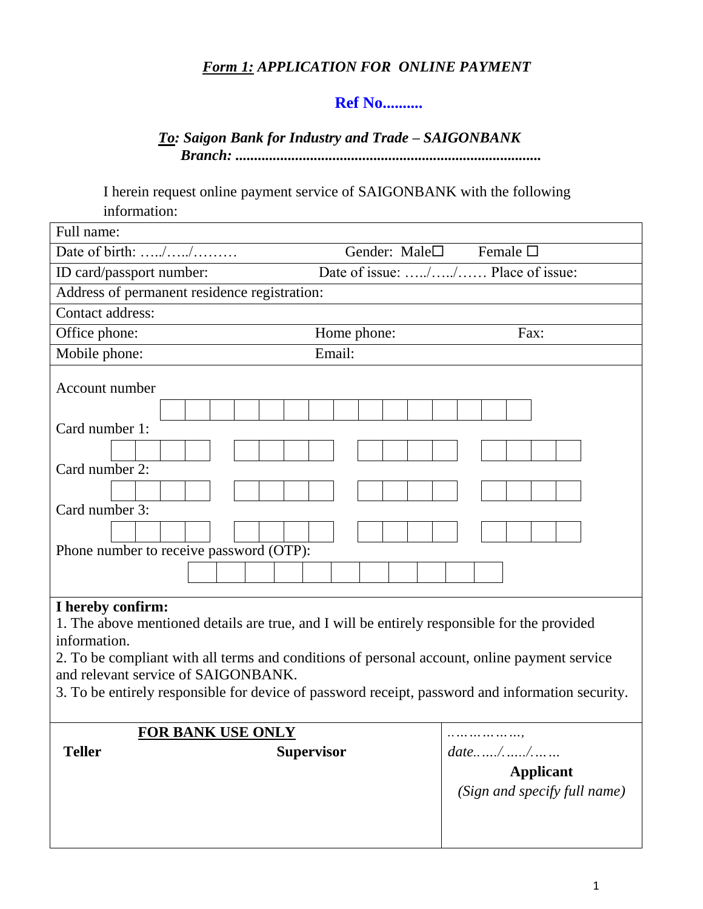***Form 1:*** ***APPLICATION FOR ONLINE PAYMENT***

**Ref No..........**

***To: Saigon Bank for Industry and Trade – SAIGONBANK***
***Branch: ................................................................................***

I herein request online payment service of SAIGONBANK with the following information:

| | | |
|---|---|---|
| Full name: | | |
| Date of birth: …../…../……… | Gender: Male☐ Female ☐ | |
| ID card/passport number: | Date of issue: …../…../…… Place of issue: | |
| Address of permanent residence registration: | | |
| Contact address: | | |
| Office phone: | Home phone: | Fax: |
| Mobile phone: | Email: | |

Account number

| | | | | | | | | | | | | | | |
|---|---|---|---|---|---|---|---|---|---|---|---|---|---|---|
| | | | | | | | | | | | | | | |

Card number 1:

| | | | | | | | | | | | | | | | |
|---|---|---|---|---|---|---|---|---|---|---|---|---|---|---|---|
| | | | | | | | | | | | | | | | |

Card number 2:

| | | | | | | | | | | | | | | | |
|---|---|---|---|---|---|---|---|---|---|---|---|---|---|---|---|
| | | | | | | | | | | | | | | | |

Card number 3:

| | | | | | | | | | | | | | | | |
|---|---|---|---|---|---|---|---|---|---|---|---|---|---|---|---|
| | | | | | | | | | | | | | | | |

Phone number to receive password (OTP):

| | | | | | | | | | | |
|---|---|---|---|---|---|---|---|---|---|---|
| | | | | | | | | | | |

**I hereby confirm:**

1. The above mentioned details are true, and I will be entirely responsible for the provided information.
2. To be compliant with all terms and conditions of personal account, online payment service and relevant service of SAIGONBANK.
3. To be entirely responsible for device of password receipt, password and information security.

| **FOR BANK USE ONLY** | | *……………,* |
|---|---|---|
| **Teller** | **Supervisor** | *date….../…../……* |
| | | **Applicant** |
| | | *(Sign and specify full name)* |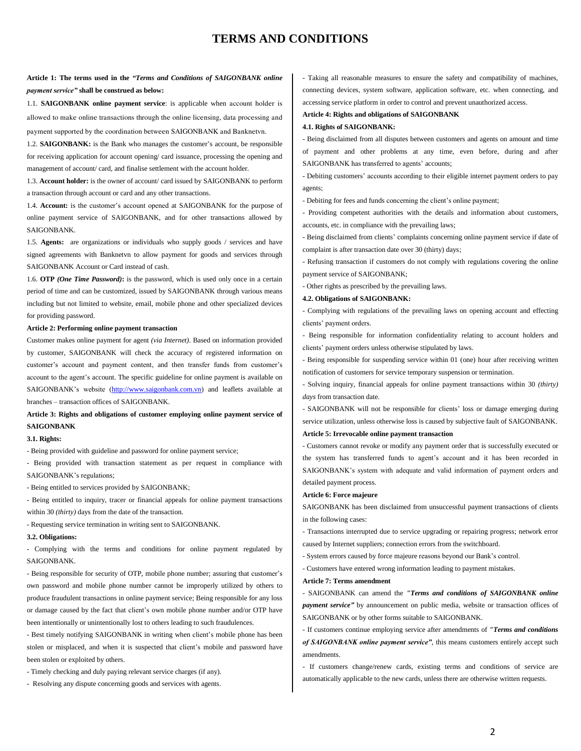# TERMS AND CONDITIONS

**Article 1: The terms used in the *"Terms and Conditions of SAIGONBANK online payment service"* shall be construed as below:**

1.1. **SAIGONBANK online payment service**: is applicable when account holder is allowed to make online transactions through the online licensing, data processing and payment supported by the coordination between SAIGONBANK and Banknetvn.

1.2. **SAIGONBANK:** is the Bank who manages the customer's account, be responsible for receiving application for account opening/ card issuance, processing the opening and management of account/ card, and finalise settlement with the account holder.

1.3. **Account holder:** is the owner of account/ card issued by SAIGONBANK to perform a transaction through account or card and any other transactions.

1.4. **Account:** is the customer's account opened at SAIGONBANK for the purpose of online payment service of SAIGONBANK, and for other transactions allowed by SAIGONBANK.

1.5. **Agents:** are organizations or individuals who supply goods / services and have signed agreements with Banknetvn to allow payment for goods and services through SAIGONBANK Account or Card instead of cash.

1.6. **OTP *(One Time Password)*:** is the password, which is used only once in a certain period of time and can be customized, issued by SAIGONBANK through various means including but not limited to website, email, mobile phone and other specialized devices for providing password.

**Article 2: Performing online payment transaction**

Customer makes online payment for agent *(via Internet)*. Based on information provided by customer, SAIGONBANK will check the accuracy of registered information on customer's account and payment content, and then transfer funds from customer's account to the agent's account. The specific guideline for online payment is available on SAIGONBANK's website (http://www.saigonbank.com.vn) and leaflets available at branches – transaction offices of SAIGONBANK.

**Article 3: Rights and obligations of customer employing online payment service of SAIGONBANK**

**3.1. Rights:**

- Being provided with guideline and password for online payment service;
- Being provided with transaction statement as per request in compliance with SAIGONBANK's regulations;
- Being entitled to services provided by SAIGONBANK;
- Being entitled to inquiry, tracer or financial appeals for online payment transactions within 30 *(thirty)* days from the date of the transaction.
- Requesting service termination in writing sent to SAIGONBANK.

**3.2. Obligations:**

- Complying with the terms and conditions for online payment regulated by SAIGONBANK.
- Being responsible for security of OTP, mobile phone number; assuring that customer's own password and mobile phone number cannot be improperly utilized by others to produce fraudulent transactions in online payment service; Being responsible for any loss or damage caused by the fact that client's own mobile phone number and/or OTP have been intentionally or unintentionally lost to others leading to such fraudulences.
- Best timely notifying SAIGONBANK in writing when client's mobile phone has been stolen or misplaced, and when it is suspected that client's mobile and password have been stolen or exploited by others.
- Timely checking and duly paying relevant service charges (if any).
- Resolving any dispute concerning goods and services with agents.
- Taking all reasonable measures to ensure the safety and compatibility of machines, connecting devices, system software, application software, etc. when connecting, and accessing service platform in order to control and prevent unauthorized access.

**Article 4: Rights and obligations of SAIGONBANK**

**4.1. Rights of SAIGONBANK:**

- Being disclaimed from all disputes between customers and agents on amount and time of payment and other problems at any time, even before, during and after SAIGONBANK has transferred to agents' accounts;
- Debiting customers' accounts according to their eligible internet payment orders to pay agents;
- Debiting for fees and funds concerning the client's online payment;
- Providing competent authorities with the details and information about customers, accounts, etc. in compliance with the prevailing laws;
- Being disclaimed from clients' complaints concerning online payment service if date of complaint is after transaction date over 30 (thirty) days;
- Refusing transaction if customers do not comply with regulations covering the online payment service of SAIGONBANK;
- Other rights as prescribed by the prevailing laws.

**4.2. Obligations of SAIGONBANK:**

- Complying with regulations of the prevailing laws on opening account and effecting clients' payment orders.
- Being responsible for information confidentiality relating to account holders and clients' payment orders unless otherwise stipulated by laws.
- Being responsible for suspending service within 01 (one) hour after receiving written notification of customers for service temporary suspension or termination.
- Solving inquiry, financial appeals for online payment transactions within 30 *(thirty) days* from transaction date.
- SAIGONBANK will not be responsible for clients' loss or damage emerging during service utilization, unless otherwise loss is caused by subjective fault of SAIGONBANK.

**Article 5: Irrevocable online payment transaction**

- Customers cannot revoke or modify any payment order that is successfully executed or the system has transferred funds to agent's account and it has been recorded in SAIGONBANK's system with adequate and valid information of payment orders and detailed payment process.

**Article 6: Force majeure**

SAIGONBANK has been disclaimed from unsuccessful payment transactions of clients in the following cases:

- Transactions interrupted due to service upgrading or repairing progress; network error caused by Internet suppliers; connection errors from the switchboard.
- System errors caused by force majeure reasons beyond our Bank's control.
- Customers have entered wrong information leading to payment mistakes.

**Article 7: Terms amendment**

- SAIGONBANK can amend the ***"Terms and conditions of SAIGONBANK online payment service"*** by announcement on public media, website or transaction offices of SAIGONBANK or by other forms suitable to SAIGONBANK.
- If customers continue employing service after amendments of ***"Terms and conditions of SAIGONBANK online payment service"***, this means customers entirely accept such amendments.
- If customers change/renew cards, existing terms and conditions of service are automatically applicable to the new cards, unless there are otherwise written requests.